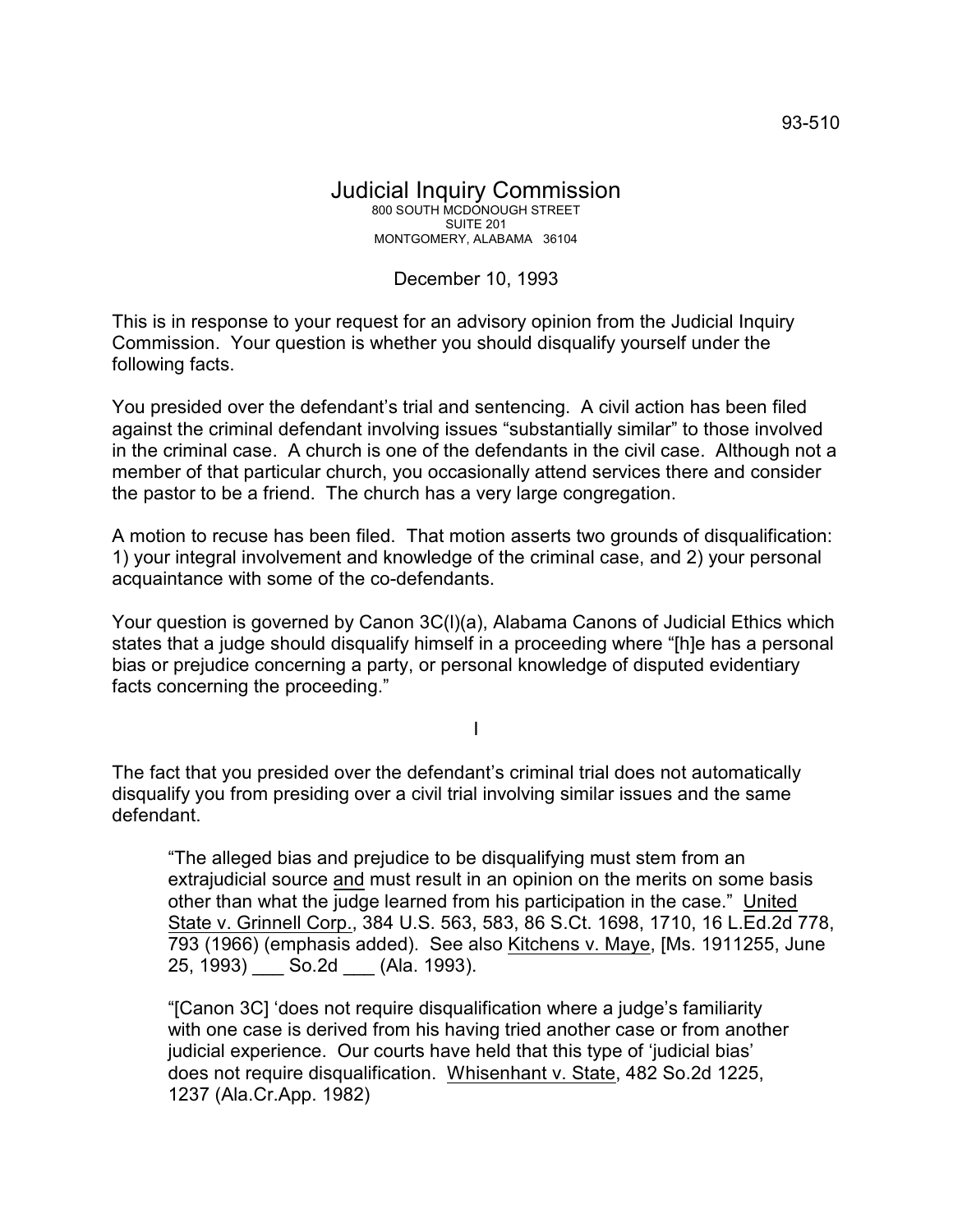93-510

# Judicial Inquiry Commission

800 SOUTH MCDONOUGH STREET
SUITE 201
MONTGOMERY, ALABAMA 36104

December 10, 1993

This is in response to your request for an advisory opinion from the Judicial Inquiry Commission. Your question is whether you should disqualify yourself under the following facts.

You presided over the defendant's trial and sentencing. A civil action has been filed against the criminal defendant involving issues "substantially similar" to those involved in the criminal case. A church is one of the defendants in the civil case. Although not a member of that particular church, you occasionally attend services there and consider the pastor to be a friend. The church has a very large congregation.

A motion to recuse has been filed. That motion asserts two grounds of disqualification: 1) your integral involvement and knowledge of the criminal case, and 2) your personal acquaintance with some of the co-defendants.

Your question is governed by Canon 3C(l)(a), Alabama Canons of Judicial Ethics which states that a judge should disqualify himself in a proceeding where "[h]e has a personal bias or prejudice concerning a party, or personal knowledge of disputed evidentiary facts concerning the proceeding."

I

The fact that you presided over the defendant's criminal trial does not automatically disqualify you from presiding over a civil trial involving similar issues and the same defendant.

> "The alleged bias and prejudice to be disqualifying must stem from an extrajudicial source and must result in an opinion on the merits on some basis other than what the judge learned from his participation in the case." United State v. Grinnell Corp., 384 U.S. 563, 583, 86 S.Ct. 1698, 1710, 16 L.Ed.2d 778, 793 (1966) (emphasis added). See also Kitchens v. Maye, [Ms. 1911255, June 25, 1993) ___ So.2d ___ (Ala. 1993).

> "[Canon 3C] 'does not require disqualification where a judge's familiarity with one case is derived from his having tried another case or from another judicial experience. Our courts have held that this type of 'judicial bias' does not require disqualification. Whisenhant v. State, 482 So.2d 1225, 1237 (Ala.Cr.App. 1982)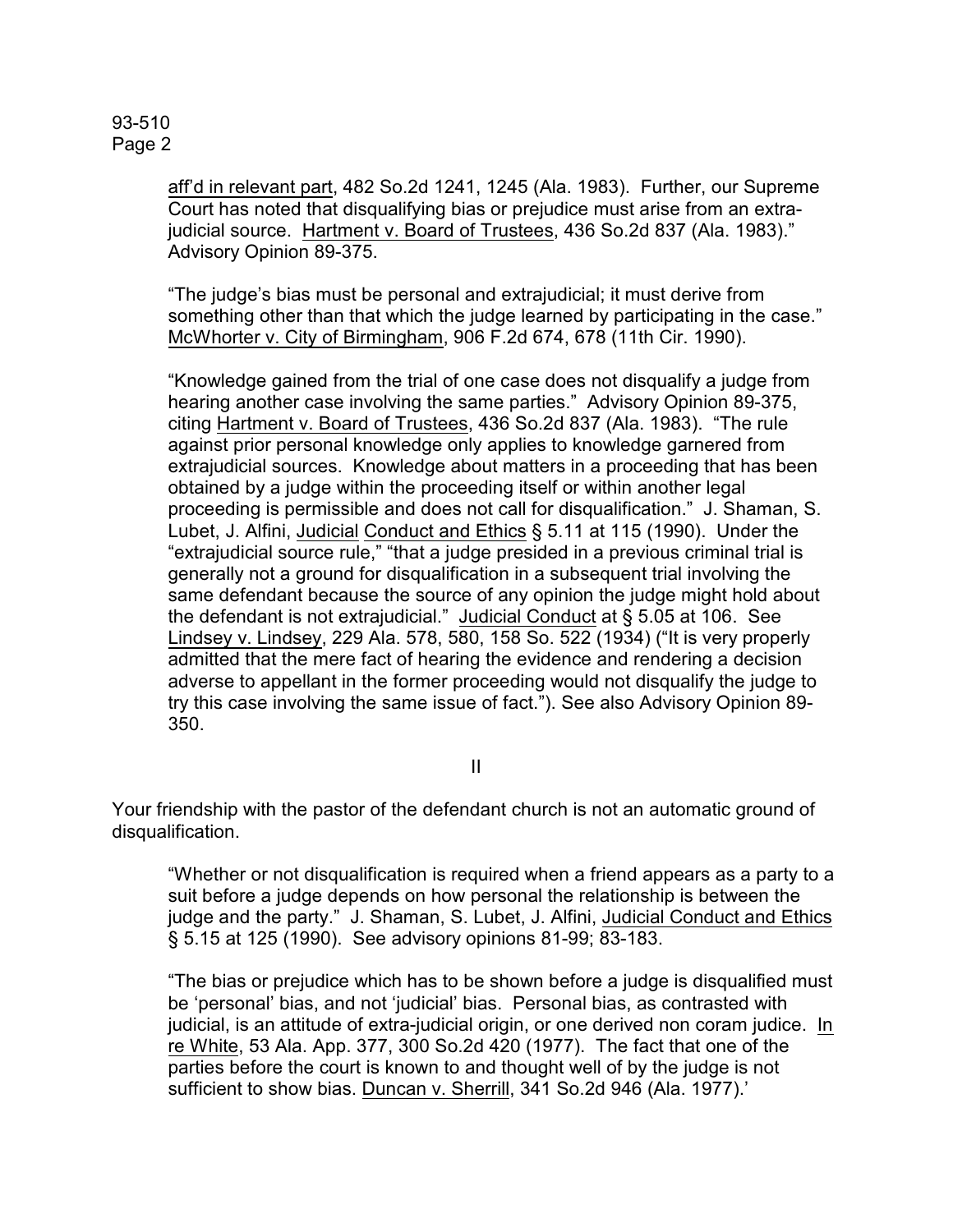aff'd in relevant part, 482 So.2d 1241, 1245 (Ala. 1983). Further, our Supreme Court has noted that disqualifying bias or prejudice must arise from an extra-judicial source. Hartment v. Board of Trustees, 436 So.2d 837 (Ala. 1983)." Advisory Opinion 89-375.

"The judge's bias must be personal and extrajudicial; it must derive from something other than that which the judge learned by participating in the case." McWhorter v. City of Birmingham, 906 F.2d 674, 678 (11th Cir. 1990).

"Knowledge gained from the trial of one case does not disqualify a judge from hearing another case involving the same parties." Advisory Opinion 89-375, citing Hartment v. Board of Trustees, 436 So.2d 837 (Ala. 1983). "The rule against prior personal knowledge only applies to knowledge garnered from extrajudicial sources. Knowledge about matters in a proceeding that has been obtained by a judge within the proceeding itself or within another legal proceeding is permissible and does not call for disqualification." J. Shaman, S. Lubet, J. Alfini, Judicial Conduct and Ethics § 5.11 at 115 (1990). Under the "extrajudicial source rule," "that a judge presided in a previous criminal trial is generally not a ground for disqualification in a subsequent trial involving the same defendant because the source of any opinion the judge might hold about the defendant is not extrajudicial." Judicial Conduct at § 5.05 at 106. See Lindsey v. Lindsey, 229 Ala. 578, 580, 158 So. 522 (1934) ("It is very properly admitted that the mere fact of hearing the evidence and rendering a decision adverse to appellant in the former proceeding would not disqualify the judge to try this case involving the same issue of fact."). See also Advisory Opinion 89-350.

II

Your friendship with the pastor of the defendant church is not an automatic ground of disqualification.

"Whether or not disqualification is required when a friend appears as a party to a suit before a judge depends on how personal the relationship is between the judge and the party." J. Shaman, S. Lubet, J. Alfini, Judicial Conduct and Ethics § 5.15 at 125 (1990). See advisory opinions 81-99; 83-183.

"The bias or prejudice which has to be shown before a judge is disqualified must be 'personal' bias, and not 'judicial' bias. Personal bias, as contrasted with judicial, is an attitude of extra-judicial origin, or one derived non coram judice. In re White, 53 Ala. App. 377, 300 So.2d 420 (1977). The fact that one of the parties before the court is known to and thought well of by the judge is not sufficient to show bias. Duncan v. Sherrill, 341 So.2d 946 (Ala. 1977).'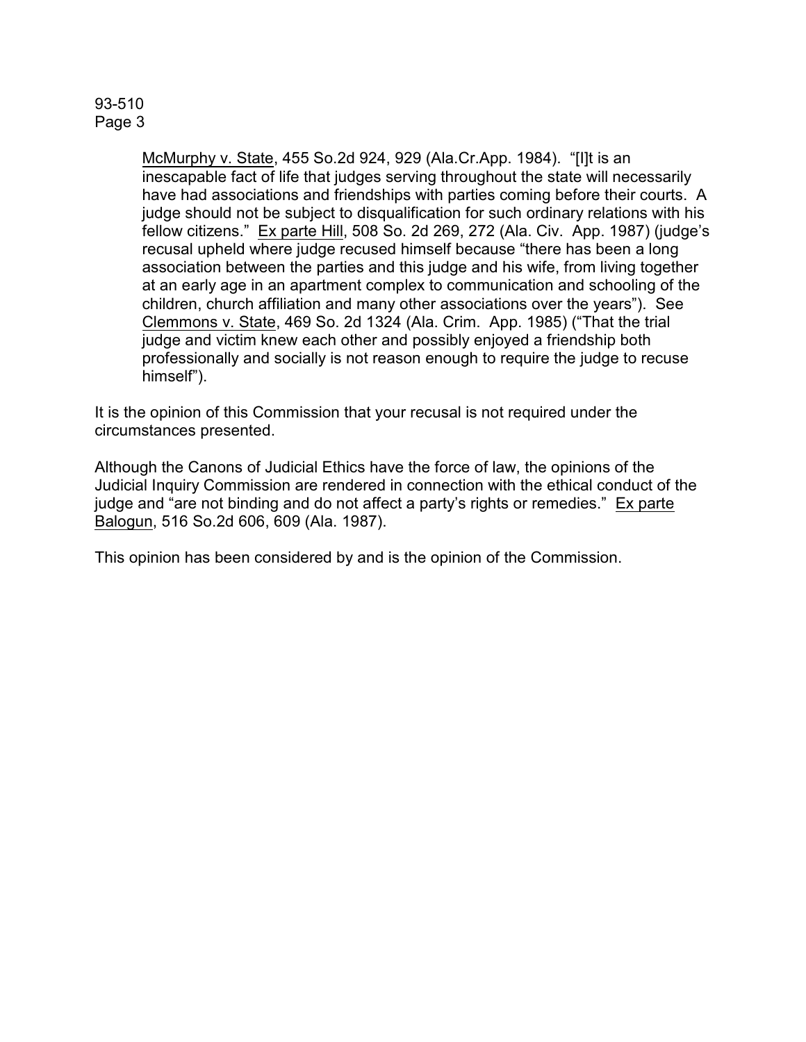> McMurphy v. State, 455 So.2d 924, 929 (Ala.Cr.App. 1984). "[I]t is an inescapable fact of life that judges serving throughout the state will necessarily have had associations and friendships with parties coming before their courts. A judge should not be subject to disqualification for such ordinary relations with his fellow citizens." Ex parte Hill, 508 So. 2d 269, 272 (Ala. Civ. App. 1987) (judge's recusal upheld where judge recused himself because "there has been a long association between the parties and this judge and his wife, from living together at an early age in an apartment complex to communication and schooling of the children, church affiliation and many other associations over the years"). See Clemmons v. State, 469 So. 2d 1324 (Ala. Crim. App. 1985) ("That the trial judge and victim knew each other and possibly enjoyed a friendship both professionally and socially is not reason enough to require the judge to recuse himself").

It is the opinion of this Commission that your recusal is not required under the circumstances presented.

Although the Canons of Judicial Ethics have the force of law, the opinions of the Judicial Inquiry Commission are rendered in connection with the ethical conduct of the judge and "are not binding and do not affect a party's rights or remedies." Ex parte Balogun, 516 So.2d 606, 609 (Ala. 1987).

This opinion has been considered by and is the opinion of the Commission.